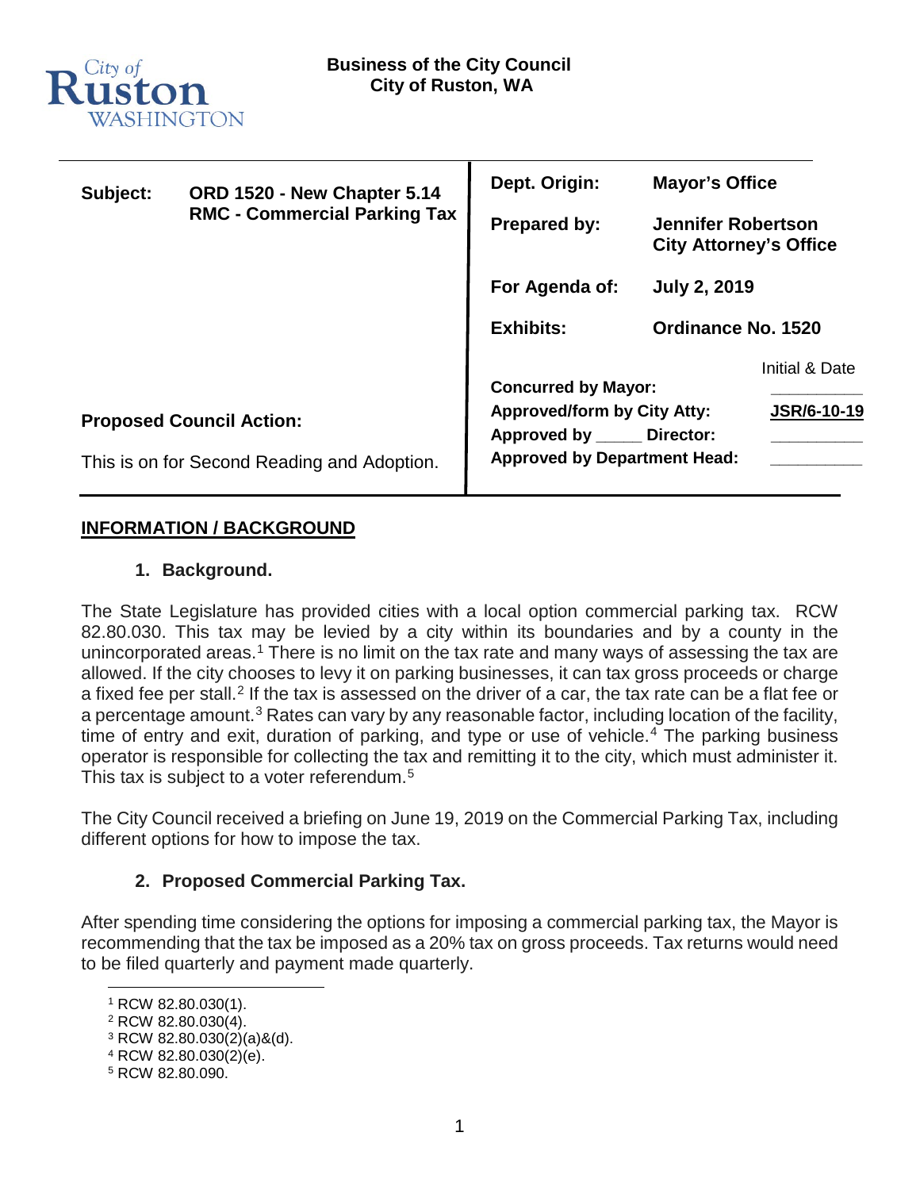City of Ruston WASHINGTON

**Business of the City Council**
**City of Ruston, WA**

| | | | |
|---|---|---|---|
| **Subject:** | **ORD 1520 - New Chapter 5.14 RMC - Commercial Parking Tax** | **Dept. Origin:** | **Mayor's Office** |
| | | **Prepared by:** | **Jennifer Robertson City Attorney's Office** |
| | | **For Agenda of:** | **July 2, 2019** |
| | | **Exhibits:** | **Ordinance No. 1520** |

| | Initial & Date |
|---|---|
| **Concurred by Mayor:** | ________ |
| **Approved/form by City Atty:** | **JSR/6-10-19** |
| **Approved by _____ Director:** | ________ |
| **Approved by Department Head:** | ________ |

**Proposed Council Action:**

This is on for Second Reading and Adoption.

## INFORMATION / BACKGROUND

### 1. Background.

The State Legislature has provided cities with a local option commercial parking tax. RCW 82.80.030. This tax may be levied by a city within its boundaries and by a county in the unincorporated areas.[1] There is no limit on the tax rate and many ways of assessing the tax are allowed. If the city chooses to levy it on parking businesses, it can tax gross proceeds or charge a fixed fee per stall.[2] If the tax is assessed on the driver of a car, the tax rate can be a flat fee or a percentage amount.[3] Rates can vary by any reasonable factor, including location of the facility, time of entry and exit, duration of parking, and type or use of vehicle.[4] The parking business operator is responsible for collecting the tax and remitting it to the city, which must administer it. This tax is subject to a voter referendum.[5]

The City Council received a briefing on June 19, 2019 on the Commercial Parking Tax, including different options for how to impose the tax.

### 2. Proposed Commercial Parking Tax.

After spending time considering the options for imposing a commercial parking tax, the Mayor is recommending that the tax be imposed as a 20% tax on gross proceeds. Tax returns would need to be filed quarterly and payment made quarterly.

[1] RCW 82.80.030(1).
[2] RCW 82.80.030(4).
[3] RCW 82.80.030(2)(a)&(d).
[4] RCW 82.80.030(2)(e).
[5] RCW 82.80.090.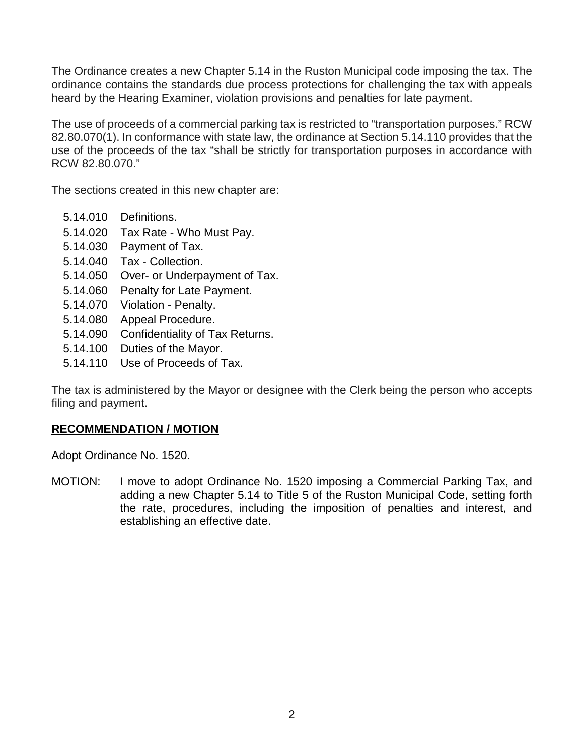The Ordinance creates a new Chapter 5.14 in the Ruston Municipal code imposing the tax. The ordinance contains the standards due process protections for challenging the tax with appeals heard by the Hearing Examiner, violation provisions and penalties for late payment.

The use of proceeds of a commercial parking tax is restricted to "transportation purposes." RCW 82.80.070(1). In conformance with state law, the ordinance at Section 5.14.110 provides that the use of the proceeds of the tax "shall be strictly for transportation purposes in accordance with RCW 82.80.070."

The sections created in this new chapter are:

- 5.14.010 Definitions.
- 5.14.020 Tax Rate - Who Must Pay.
- 5.14.030 Payment of Tax.
- 5.14.040 Tax - Collection.
- 5.14.050 Over- or Underpayment of Tax.
- 5.14.060 Penalty for Late Payment.
- 5.14.070 Violation - Penalty.
- 5.14.080 Appeal Procedure.
- 5.14.090 Confidentiality of Tax Returns.
- 5.14.100 Duties of the Mayor.
- 5.14.110 Use of Proceeds of Tax.

The tax is administered by the Mayor or designee with the Clerk being the person who accepts filing and payment.

**RECOMMENDATION / MOTION**

Adopt Ordinance No. 1520.

MOTION: I move to adopt Ordinance No. 1520 imposing a Commercial Parking Tax, and adding a new Chapter 5.14 to Title 5 of the Ruston Municipal Code, setting forth the rate, procedures, including the imposition of penalties and interest, and establishing an effective date.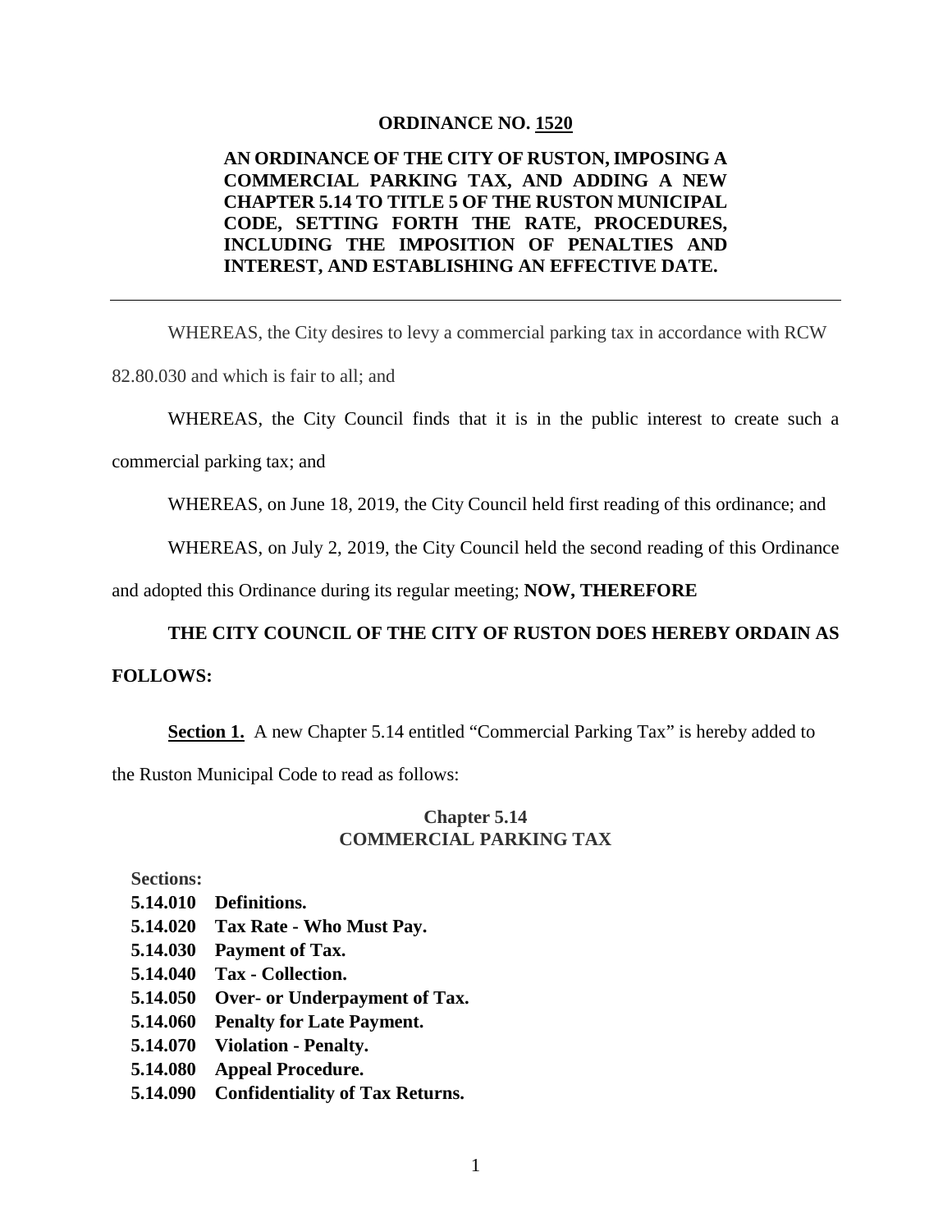**ORDINANCE NO. 1520**

**AN ORDINANCE OF THE CITY OF RUSTON, IMPOSING A COMMERCIAL PARKING TAX, AND ADDING A NEW CHAPTER 5.14 TO TITLE 5 OF THE RUSTON MUNICIPAL CODE, SETTING FORTH THE RATE, PROCEDURES, INCLUDING THE IMPOSITION OF PENALTIES AND INTEREST, AND ESTABLISHING AN EFFECTIVE DATE.**

---

WHEREAS, the City desires to levy a commercial parking tax in accordance with RCW 82.80.030 and which is fair to all; and

WHEREAS, the City Council finds that it is in the public interest to create such a commercial parking tax; and

WHEREAS, on June 18, 2019, the City Council held first reading of this ordinance; and

WHEREAS, on July 2, 2019, the City Council held the second reading of this Ordinance and adopted this Ordinance during its regular meeting; **NOW, THEREFORE**

**THE CITY COUNCIL OF THE CITY OF RUSTON DOES HEREBY ORDAIN AS FOLLOWS:**

**Section 1.** A new Chapter 5.14 entitled "Commercial Parking Tax" is hereby added to the Ruston Municipal Code to read as follows:

**Chapter 5.14**
**COMMERCIAL PARKING TAX**

**Sections:**

**5.14.010 Definitions.**
**5.14.020 Tax Rate - Who Must Pay.**
**5.14.030 Payment of Tax.**
**5.14.040 Tax - Collection.**
**5.14.050 Over- or Underpayment of Tax.**
**5.14.060 Penalty for Late Payment.**
**5.14.070 Violation - Penalty.**
**5.14.080 Appeal Procedure.**
**5.14.090 Confidentiality of Tax Returns.**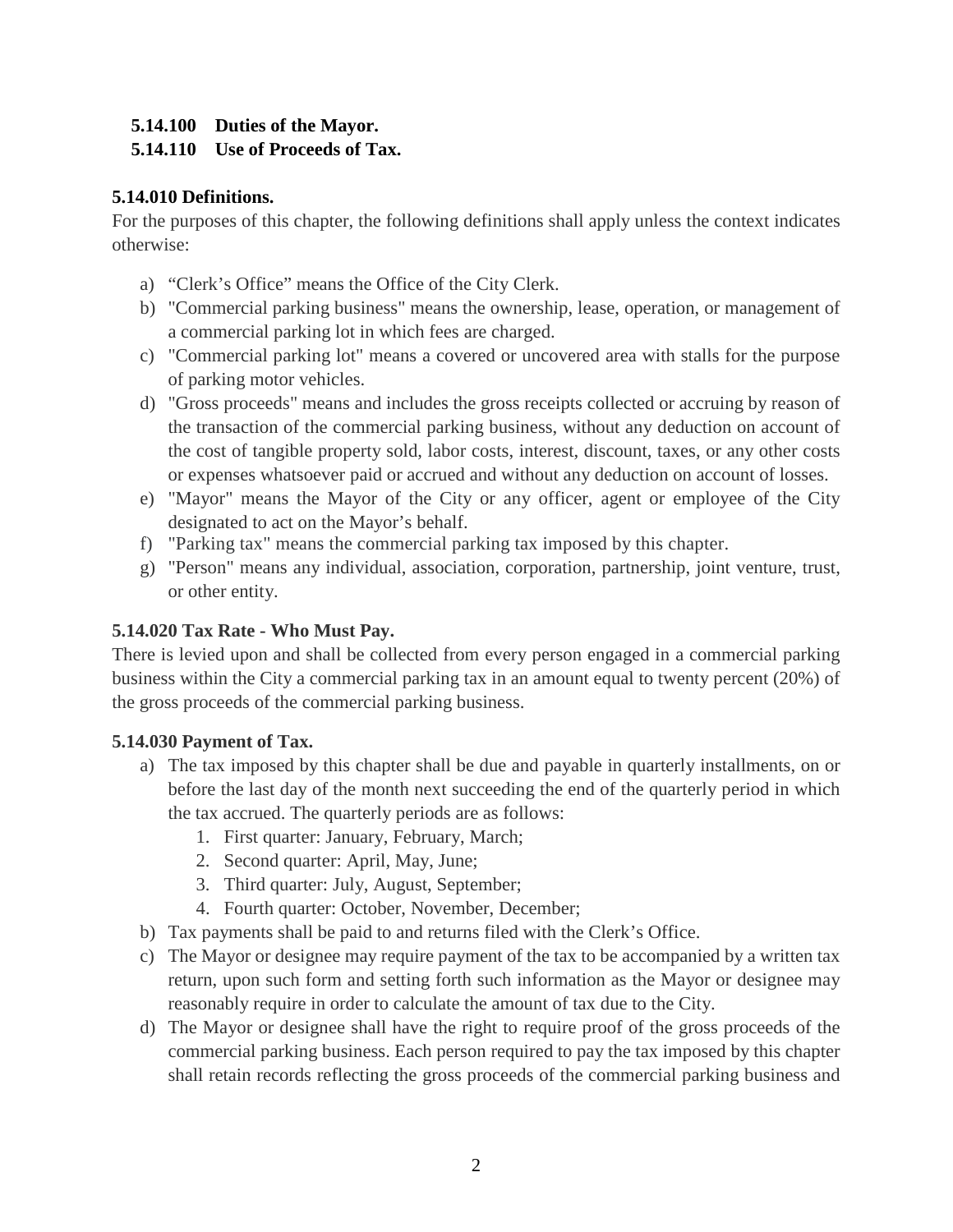**5.14.100 Duties of the Mayor.**
**5.14.110 Use of Proceeds of Tax.**

### 5.14.010 Definitions.

For the purposes of this chapter, the following definitions shall apply unless the context indicates otherwise:

a) "Clerk's Office" means the Office of the City Clerk.
b) "Commercial parking business" means the ownership, lease, operation, or management of a commercial parking lot in which fees are charged.
c) "Commercial parking lot" means a covered or uncovered area with stalls for the purpose of parking motor vehicles.
d) "Gross proceeds" means and includes the gross receipts collected or accruing by reason of the transaction of the commercial parking business, without any deduction on account of the cost of tangible property sold, labor costs, interest, discount, taxes, or any other costs or expenses whatsoever paid or accrued and without any deduction on account of losses.
e) "Mayor" means the Mayor of the City or any officer, agent or employee of the City designated to act on the Mayor's behalf.
f) "Parking tax" means the commercial parking tax imposed by this chapter.
g) "Person" means any individual, association, corporation, partnership, joint venture, trust, or other entity.

### 5.14.020 Tax Rate - Who Must Pay.

There is levied upon and shall be collected from every person engaged in a commercial parking business within the City a commercial parking tax in an amount equal to twenty percent (20%) of the gross proceeds of the commercial parking business.

### 5.14.030 Payment of Tax.

a) The tax imposed by this chapter shall be due and payable in quarterly installments, on or before the last day of the month next succeeding the end of the quarterly period in which the tax accrued. The quarterly periods are as follows:
   1. First quarter: January, February, March;
   2. Second quarter: April, May, June;
   3. Third quarter: July, August, September;
   4. Fourth quarter: October, November, December;
b) Tax payments shall be paid to and returns filed with the Clerk's Office.
c) The Mayor or designee may require payment of the tax to be accompanied by a written tax return, upon such form and setting forth such information as the Mayor or designee may reasonably require in order to calculate the amount of tax due to the City.
d) The Mayor or designee shall have the right to require proof of the gross proceeds of the commercial parking business. Each person required to pay the tax imposed by this chapter shall retain records reflecting the gross proceeds of the commercial parking business and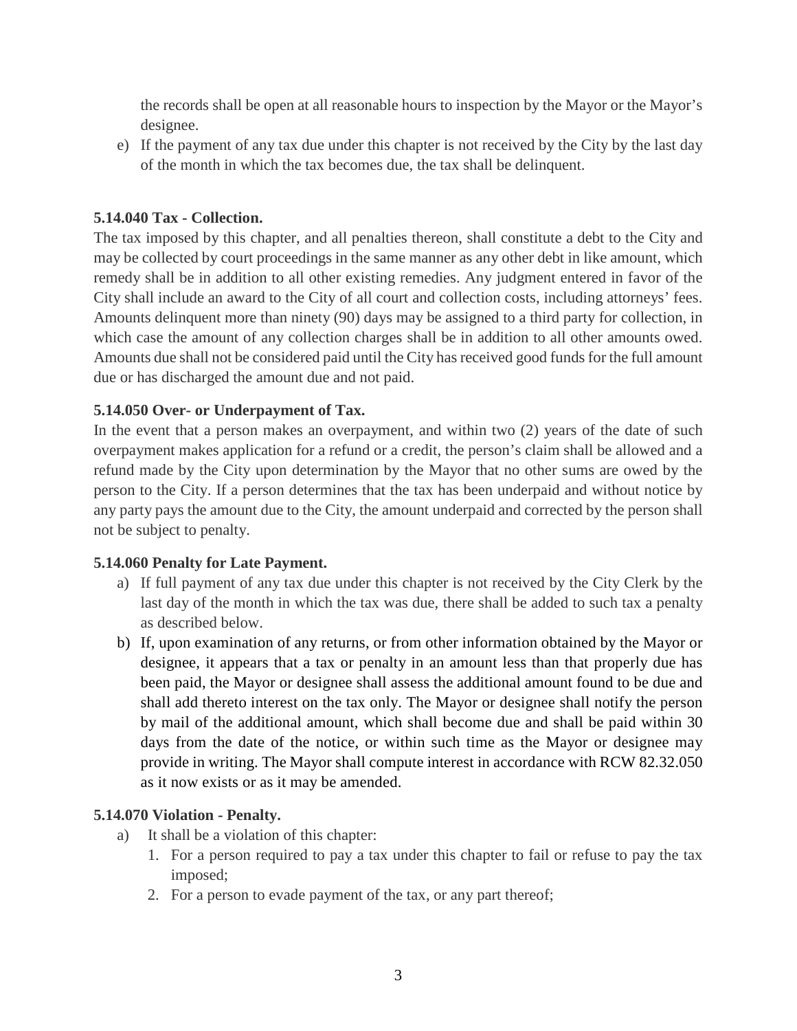the records shall be open at all reasonable hours to inspection by the Mayor or the Mayor's designee.

e) If the payment of any tax due under this chapter is not received by the City by the last day of the month in which the tax becomes due, the tax shall be delinquent.

**5.14.040 Tax - Collection.**

The tax imposed by this chapter, and all penalties thereon, shall constitute a debt to the City and may be collected by court proceedings in the same manner as any other debt in like amount, which remedy shall be in addition to all other existing remedies. Any judgment entered in favor of the City shall include an award to the City of all court and collection costs, including attorneys' fees. Amounts delinquent more than ninety (90) days may be assigned to a third party for collection, in which case the amount of any collection charges shall be in addition to all other amounts owed. Amounts due shall not be considered paid until the City has received good funds for the full amount due or has discharged the amount due and not paid.

**5.14.050 Over- or Underpayment of Tax.**

In the event that a person makes an overpayment, and within two (2) years of the date of such overpayment makes application for a refund or a credit, the person's claim shall be allowed and a refund made by the City upon determination by the Mayor that no other sums are owed by the person to the City. If a person determines that the tax has been underpaid and without notice by any party pays the amount due to the City, the amount underpaid and corrected by the person shall not be subject to penalty.

**5.14.060 Penalty for Late Payment.**

a) If full payment of any tax due under this chapter is not received by the City Clerk by the last day of the month in which the tax was due, there shall be added to such tax a penalty as described below.

b) If, upon examination of any returns, or from other information obtained by the Mayor or designee, it appears that a tax or penalty in an amount less than that properly due has been paid, the Mayor or designee shall assess the additional amount found to be due and shall add thereto interest on the tax only. The Mayor or designee shall notify the person by mail of the additional amount, which shall become due and shall be paid within 30 days from the date of the notice, or within such time as the Mayor or designee may provide in writing. The Mayor shall compute interest in accordance with RCW 82.32.050 as it now exists or as it may be amended.

**5.14.070 Violation - Penalty.**

a) It shall be a violation of this chapter:
   1. For a person required to pay a tax under this chapter to fail or refuse to pay the tax imposed;
   2. For a person to evade payment of the tax, or any part thereof;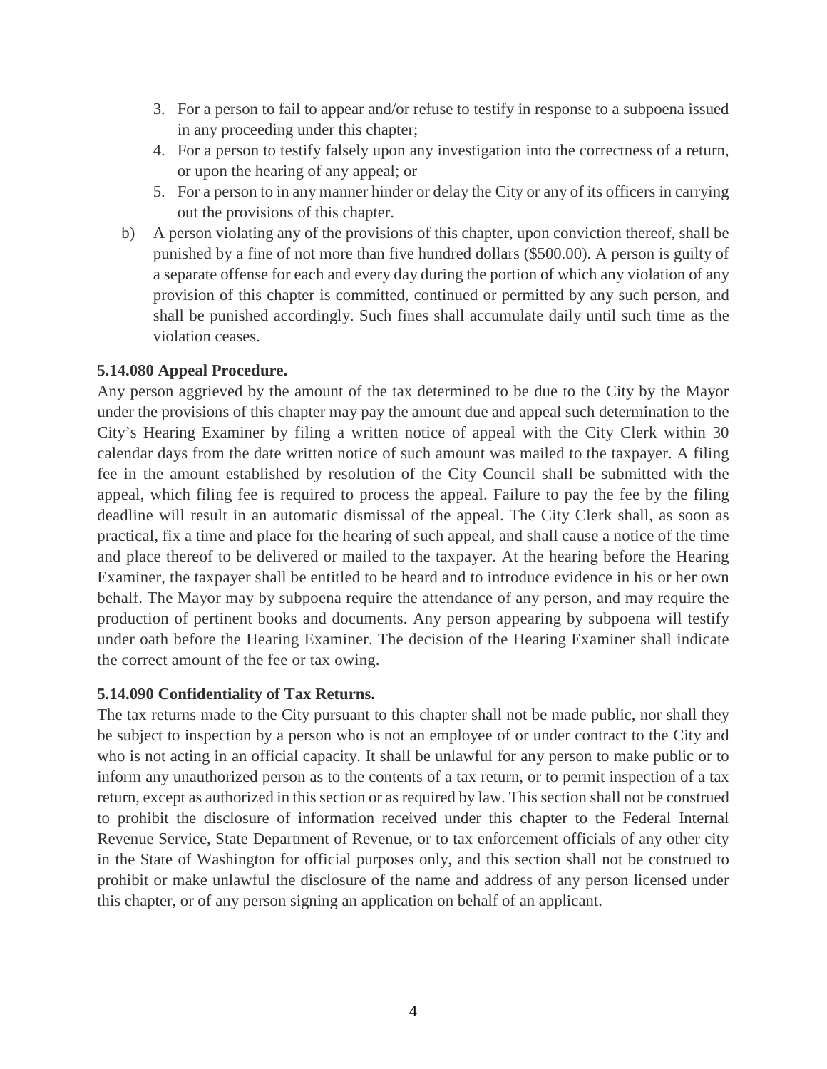3. For a person to fail to appear and/or refuse to testify in response to a subpoena issued in any proceeding under this chapter;
4. For a person to testify falsely upon any investigation into the correctness of a return, or upon the hearing of any appeal; or
5. For a person to in any manner hinder or delay the City or any of its officers in carrying out the provisions of this chapter.

b) A person violating any of the provisions of this chapter, upon conviction thereof, shall be punished by a fine of not more than five hundred dollars ($500.00). A person is guilty of a separate offense for each and every day during the portion of which any violation of any provision of this chapter is committed, continued or permitted by any such person, and shall be punished accordingly. Such fines shall accumulate daily until such time as the violation ceases.

**5.14.080 Appeal Procedure.**

Any person aggrieved by the amount of the tax determined to be due to the City by the Mayor under the provisions of this chapter may pay the amount due and appeal such determination to the City's Hearing Examiner by filing a written notice of appeal with the City Clerk within 30 calendar days from the date written notice of such amount was mailed to the taxpayer. A filing fee in the amount established by resolution of the City Council shall be submitted with the appeal, which filing fee is required to process the appeal. Failure to pay the fee by the filing deadline will result in an automatic dismissal of the appeal. The City Clerk shall, as soon as practical, fix a time and place for the hearing of such appeal, and shall cause a notice of the time and place thereof to be delivered or mailed to the taxpayer. At the hearing before the Hearing Examiner, the taxpayer shall be entitled to be heard and to introduce evidence in his or her own behalf. The Mayor may by subpoena require the attendance of any person, and may require the production of pertinent books and documents. Any person appearing by subpoena will testify under oath before the Hearing Examiner. The decision of the Hearing Examiner shall indicate the correct amount of the fee or tax owing.

**5.14.090 Confidentiality of Tax Returns.**

The tax returns made to the City pursuant to this chapter shall not be made public, nor shall they be subject to inspection by a person who is not an employee of or under contract to the City and who is not acting in an official capacity. It shall be unlawful for any person to make public or to inform any unauthorized person as to the contents of a tax return, or to permit inspection of a tax return, except as authorized in this section or as required by law. This section shall not be construed to prohibit the disclosure of information received under this chapter to the Federal Internal Revenue Service, State Department of Revenue, or to tax enforcement officials of any other city in the State of Washington for official purposes only, and this section shall not be construed to prohibit or make unlawful the disclosure of the name and address of any person licensed under this chapter, or of any person signing an application on behalf of an applicant.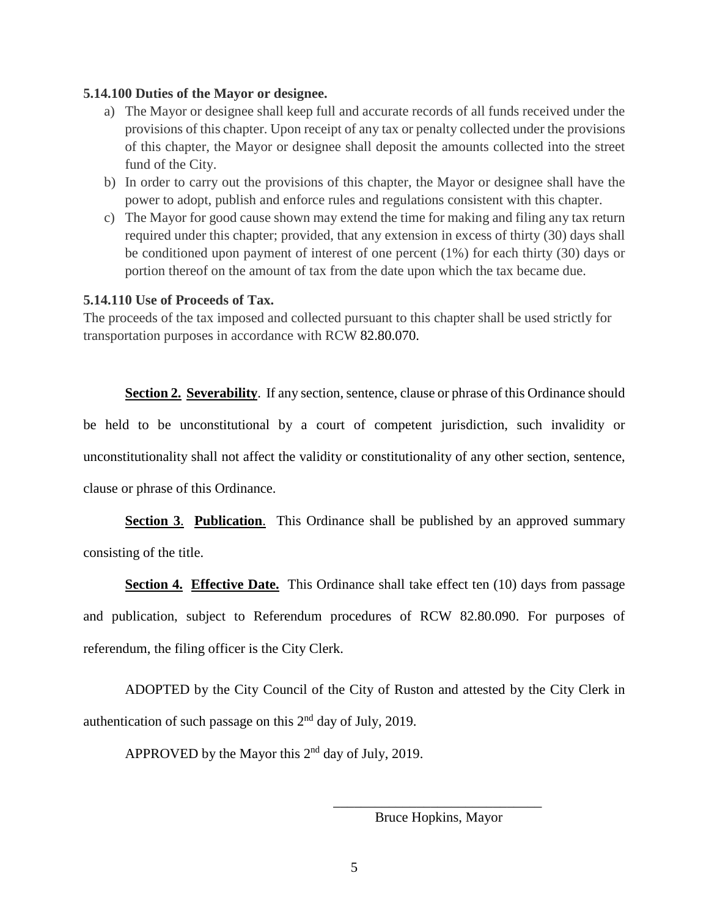**5.14.100 Duties of the Mayor or designee.**

a) The Mayor or designee shall keep full and accurate records of all funds received under the provisions of this chapter. Upon receipt of any tax or penalty collected under the provisions of this chapter, the Mayor or designee shall deposit the amounts collected into the street fund of the City.
b) In order to carry out the provisions of this chapter, the Mayor or designee shall have the power to adopt, publish and enforce rules and regulations consistent with this chapter.
c) The Mayor for good cause shown may extend the time for making and filing any tax return required under this chapter; provided, that any extension in excess of thirty (30) days shall be conditioned upon payment of interest of one percent (1%) for each thirty (30) days or portion thereof on the amount of tax from the date upon which the tax became due.

**5.14.110 Use of Proceeds of Tax.**

The proceeds of the tax imposed and collected pursuant to this chapter shall be used strictly for transportation purposes in accordance with RCW 82.80.070.

**Section 2. Severability**. If any section, sentence, clause or phrase of this Ordinance should be held to be unconstitutional by a court of competent jurisdiction, such invalidity or unconstitutionality shall not affect the validity or constitutionality of any other section, sentence, clause or phrase of this Ordinance.

**Section 3**. **Publication**. This Ordinance shall be published by an approved summary consisting of the title.

**Section 4. Effective Date.** This Ordinance shall take effect ten (10) days from passage and publication, subject to Referendum procedures of RCW 82.80.090. For purposes of referendum, the filing officer is the City Clerk.

ADOPTED by the City Council of the City of Ruston and attested by the City Clerk in authentication of such passage on this 2nd day of July, 2019.

APPROVED by the Mayor this 2nd day of July, 2019.

\_\_\_\_\_\_\_\_\_\_\_\_\_\_\_\_\_\_\_\_\_\_\_\_\_\_\_\_\_\_
Bruce Hopkins, Mayor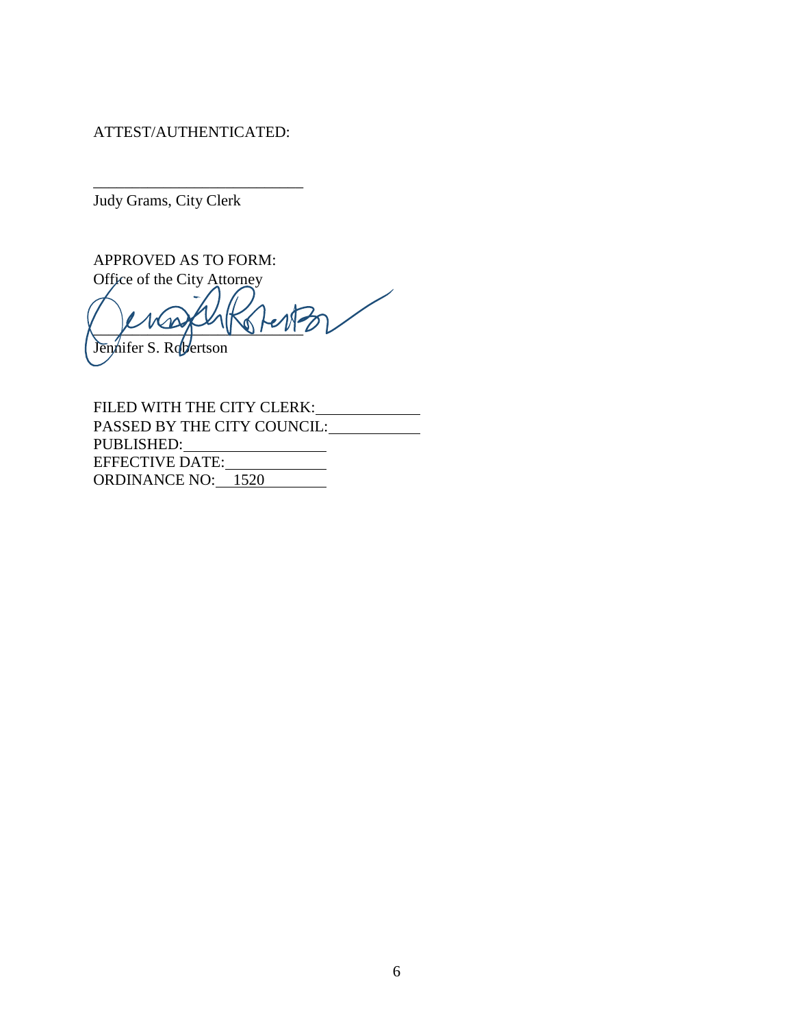ATTEST/AUTHENTICATED:

\_\_\_\_\_\_\_\_\_\_\_\_\_\_\_\_\_\_\_\_\_\_\_\_\_\_\_\_
Judy Grams, City Clerk

APPROVED AS TO FORM:
Office of the City Attorney

\_\_\_\_\_\_\_\_\_\_\_\_\_\_\_\_\_\_\_\_\_\_\_\_\_\_\_\_
Jennifer S. Robertson

FILED WITH THE CITY CLERK: \_\_\_\_\_\_\_\_\_\_\_\_
PASSED BY THE CITY COUNCIL: \_\_\_\_\_\_\_\_\_\_\_\_
PUBLISHED: \_\_\_\_\_\_\_\_\_\_\_\_
EFFECTIVE DATE: \_\_\_\_\_\_\_\_\_\_\_\_
ORDINANCE NO: 1520